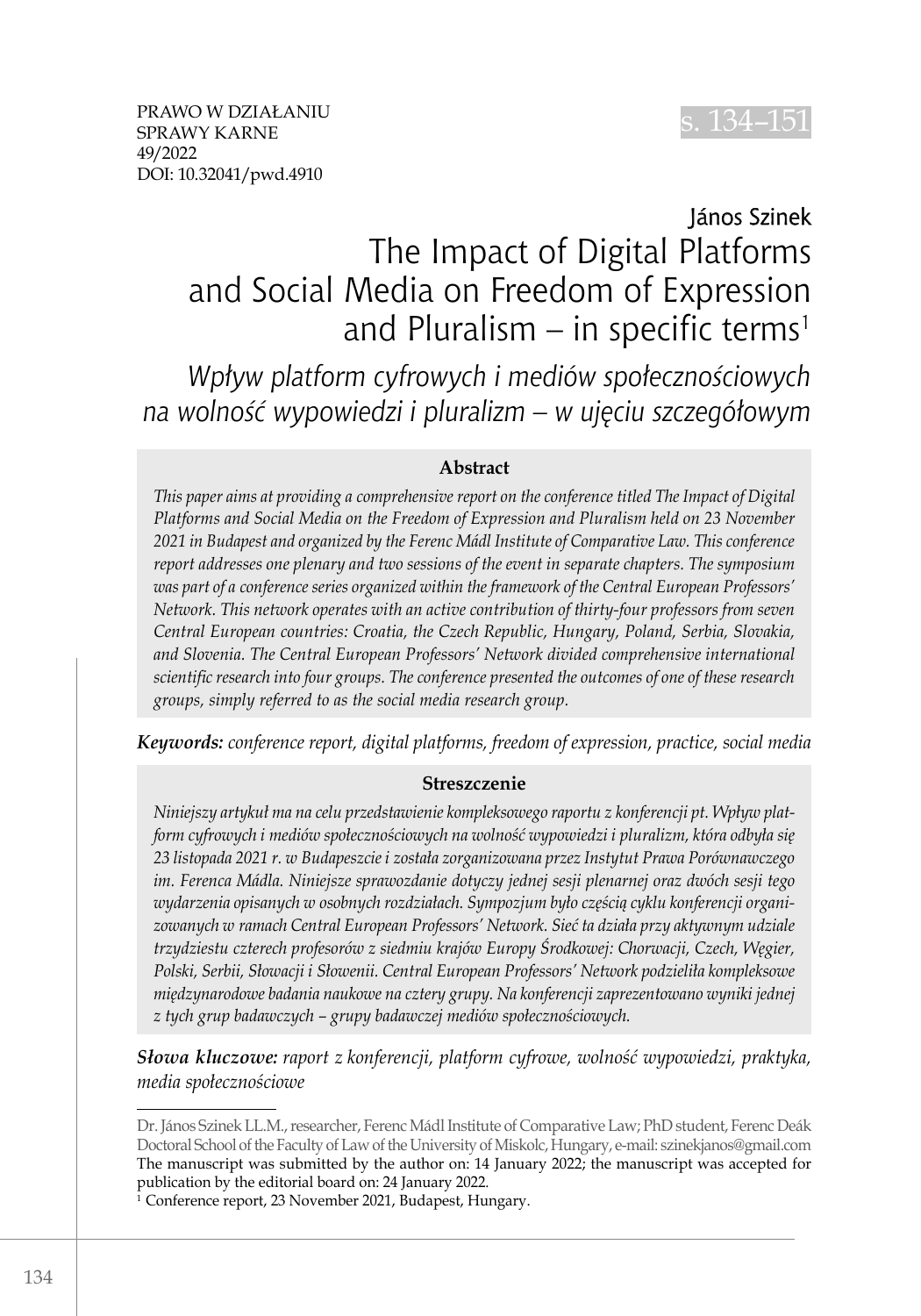PRAWO W DZIAŁANIU
SPRAWY KARNE
49/2022
DOI: 10.32041/pwd.4910

János Szinek

# The Impact of Digital Platforms and Social Media on Freedom of Expression and Pluralism – in specific terms[1]

## *Wpływ platform cyfrowych i mediów społecznościowych na wolność wypowiedzi i pluralizm – w ujęciu szczegółowym*

**Abstract**

*This paper aims at providing a comprehensive report on the conference titled The Impact of Digital Platforms and Social Media on the Freedom of Expression and Pluralism held on 23 November 2021 in Budapest and organized by the Ferenc Mádl Institute of Comparative Law. This conference report addresses one plenary and two sessions of the event in separate chapters. The symposium was part of a conference series organized within the framework of the Central European Professors' Network. This network operates with an active contribution of thirty-four professors from seven Central European countries: Croatia, the Czech Republic, Hungary, Poland, Serbia, Slovakia, and Slovenia. The Central European Professors' Network divided comprehensive international scientific research into four groups. The conference presented the outcomes of one of these research groups, simply referred to as the social media research group.*

***Keywords:*** *conference report, digital platforms, freedom of expression, practice, social media*

**Streszczenie**

*Niniejszy artykuł ma na celu przedstawienie kompleksowego raportu z konferencji pt. Wpływ platform cyfrowych i mediów społecznościowych na wolność wypowiedzi i pluralizm, która odbyła się 23 listopada 2021 r. w Budapeszcie i została zorganizowana przez Instytut Prawa Porównawczego im. Ferenca Mádla. Niniejsze sprawozdanie dotyczy jednej sesji plenarnej oraz dwóch sesji tego wydarzenia opisanych w osobnych rozdziałach. Sympozjum było częścią cyklu konferencji organizowanych w ramach Central European Professors' Network. Sieć ta działa przy aktywnym udziale trzydziestu czterech profesorów z siedmiu krajów Europy Środkowej: Chorwacji, Czech, Węgier, Polski, Serbii, Słowacji i Słowenii. Central European Professors' Network podzieliła kompleksowe międzynarodowe badania naukowe na cztery grupy. Na konferencji zaprezentowano wyniki jednej z tych grup badawczych – grupy badawczej mediów społecznościowych.*

***Słowa kluczowe:*** *raport z konferencji, platform cyfrowe, wolność wypowiedzi, praktyka, media społecznościowe*

---

Dr. János Szinek LL.M., researcher, Ferenc Mádl Institute of Comparative Law; PhD student, Ferenc Deák Doctoral School of the Faculty of Law of the University of Miskolc, Hungary, e-mail: szinekjanos@gmail.com
The manuscript was submitted by the author on: 14 January 2022; the manuscript was accepted for publication by the editorial board on: 24 January 2022.

[1] Conference report, 23 November 2021, Budapest, Hungary.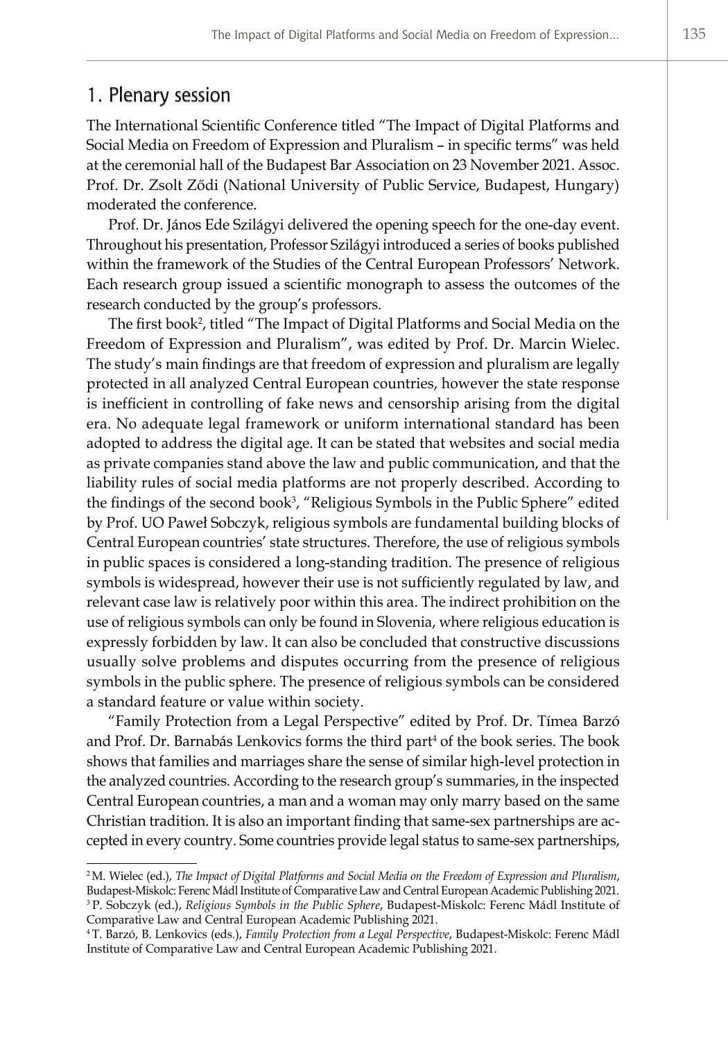## 1. Plenary session

The International Scientific Conference titled "The Impact of Digital Platforms and Social Media on Freedom of Expression and Pluralism – in specific terms" was held at the ceremonial hall of the Budapest Bar Association on 23 November 2021. Assoc. Prof. Dr. Zsolt Ződi (National University of Public Service, Budapest, Hungary) moderated the conference.

Prof. Dr. János Ede Szilágyi delivered the opening speech for the one-day event. Throughout his presentation, Professor Szilágyi introduced a series of books published within the framework of the Studies of the Central European Professors' Network. Each research group issued a scientific monograph to assess the outcomes of the research conducted by the group's professors.

The first book[2], titled "The Impact of Digital Platforms and Social Media on the Freedom of Expression and Pluralism", was edited by Prof. Dr. Marcin Wielec. The study's main findings are that freedom of expression and pluralism are legally protected in all analyzed Central European countries, however the state response is inefficient in controlling of fake news and censorship arising from the digital era. No adequate legal framework or uniform international standard has been adopted to address the digital age. It can be stated that websites and social media as private companies stand above the law and public communication, and that the liability rules of social media platforms are not properly described. According to the findings of the second book[3], "Religious Symbols in the Public Sphere" edited by Prof. UO Paweł Sobczyk, religious symbols are fundamental building blocks of Central European countries' state structures. Therefore, the use of religious symbols in public spaces is considered a long-standing tradition. The presence of religious symbols is widespread, however their use is not sufficiently regulated by law, and relevant case law is relatively poor within this area. The indirect prohibition on the use of religious symbols can only be found in Slovenia, where religious education is expressly forbidden by law. It can also be concluded that constructive discussions usually solve problems and disputes occurring from the presence of religious symbols in the public sphere. The presence of religious symbols can be considered a standard feature or value within society.

"Family Protection from a Legal Perspective" edited by Prof. Dr. Tímea Barzó and Prof. Dr. Barnabás Lenkovics forms the third part[4] of the book series. The book shows that families and marriages share the sense of similar high-level protection in the analyzed countries. According to the research group's summaries, in the inspected Central European countries, a man and a woman may only marry based on the same Christian tradition. It is also an important finding that same-sex partnerships are accepted in every country. Some countries provide legal status to same-sex partnerships,

---

[2] M. Wielec (ed.), *The Impact of Digital Platforms and Social Media on the Freedom of Expression and Pluralism*, Budapest-Miskolc: Ferenc Mádl Institute of Comparative Law and Central European Academic Publishing 2021.

[3] P. Sobczyk (ed.), *Religious Symbols in the Public Sphere*, Budapest-Miskolc: Ferenc Mádl Institute of Comparative Law and Central European Academic Publishing 2021.

[4] T. Barzó, B. Lenkovics (eds.), *Family Protection from a Legal Perspective*, Budapest-Miskolc: Ferenc Mádl Institute of Comparative Law and Central European Academic Publishing 2021.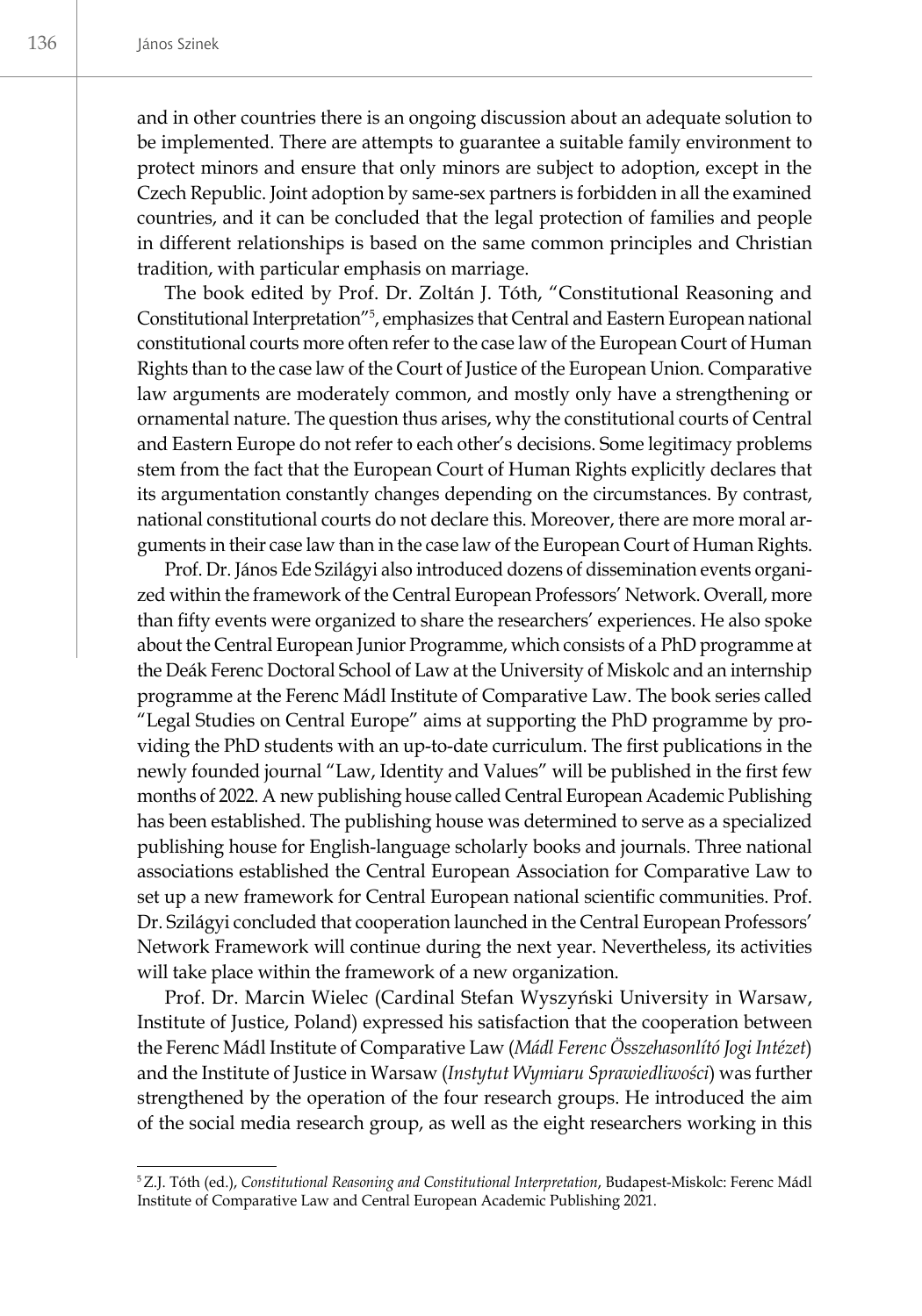and in other countries there is an ongoing discussion about an adequate solution to be implemented. There are attempts to guarantee a suitable family environment to protect minors and ensure that only minors are subject to adoption, except in the Czech Republic. Joint adoption by same-sex partners is forbidden in all the examined countries, and it can be concluded that the legal protection of families and people in different relationships is based on the same common principles and Christian tradition, with particular emphasis on marriage.

The book edited by Prof. Dr. Zoltán J. Tóth, "Constitutional Reasoning and Constitutional Interpretation"[5], emphasizes that Central and Eastern European national constitutional courts more often refer to the case law of the European Court of Human Rights than to the case law of the Court of Justice of the European Union. Comparative law arguments are moderately common, and mostly only have a strengthening or ornamental nature. The question thus arises, why the constitutional courts of Central and Eastern Europe do not refer to each other's decisions. Some legitimacy problems stem from the fact that the European Court of Human Rights explicitly declares that its argumentation constantly changes depending on the circumstances. By contrast, national constitutional courts do not declare this. Moreover, there are more moral arguments in their case law than in the case law of the European Court of Human Rights.

Prof. Dr. János Ede Szilágyi also introduced dozens of dissemination events organized within the framework of the Central European Professors' Network. Overall, more than fifty events were organized to share the researchers' experiences. He also spoke about the Central European Junior Programme, which consists of a PhD programme at the Deák Ferenc Doctoral School of Law at the University of Miskolc and an internship programme at the Ferenc Mádl Institute of Comparative Law. The book series called "Legal Studies on Central Europe" aims at supporting the PhD programme by providing the PhD students with an up-to-date curriculum. The first publications in the newly founded journal "Law, Identity and Values" will be published in the first few months of 2022. A new publishing house called Central European Academic Publishing has been established. The publishing house was determined to serve as a specialized publishing house for English-language scholarly books and journals. Three national associations established the Central European Association for Comparative Law to set up a new framework for Central European national scientific communities. Prof. Dr. Szilágyi concluded that cooperation launched in the Central European Professors' Network Framework will continue during the next year. Nevertheless, its activities will take place within the framework of a new organization.

Prof. Dr. Marcin Wielec (Cardinal Stefan Wyszyński University in Warsaw, Institute of Justice, Poland) expressed his satisfaction that the cooperation between the Ferenc Mádl Institute of Comparative Law (*Mádl Ferenc Összehasonlító Jogi Intézet*) and the Institute of Justice in Warsaw (*Instytut Wymiaru Sprawiedliwości*) was further strengthened by the operation of the four research groups. He introduced the aim of the social media research group, as well as the eight researchers working in this

---

[5] Z.J. Tóth (ed.), *Constitutional Reasoning and Constitutional Interpretation*, Budapest-Miskolc: Ferenc Mádl Institute of Comparative Law and Central European Academic Publishing 2021.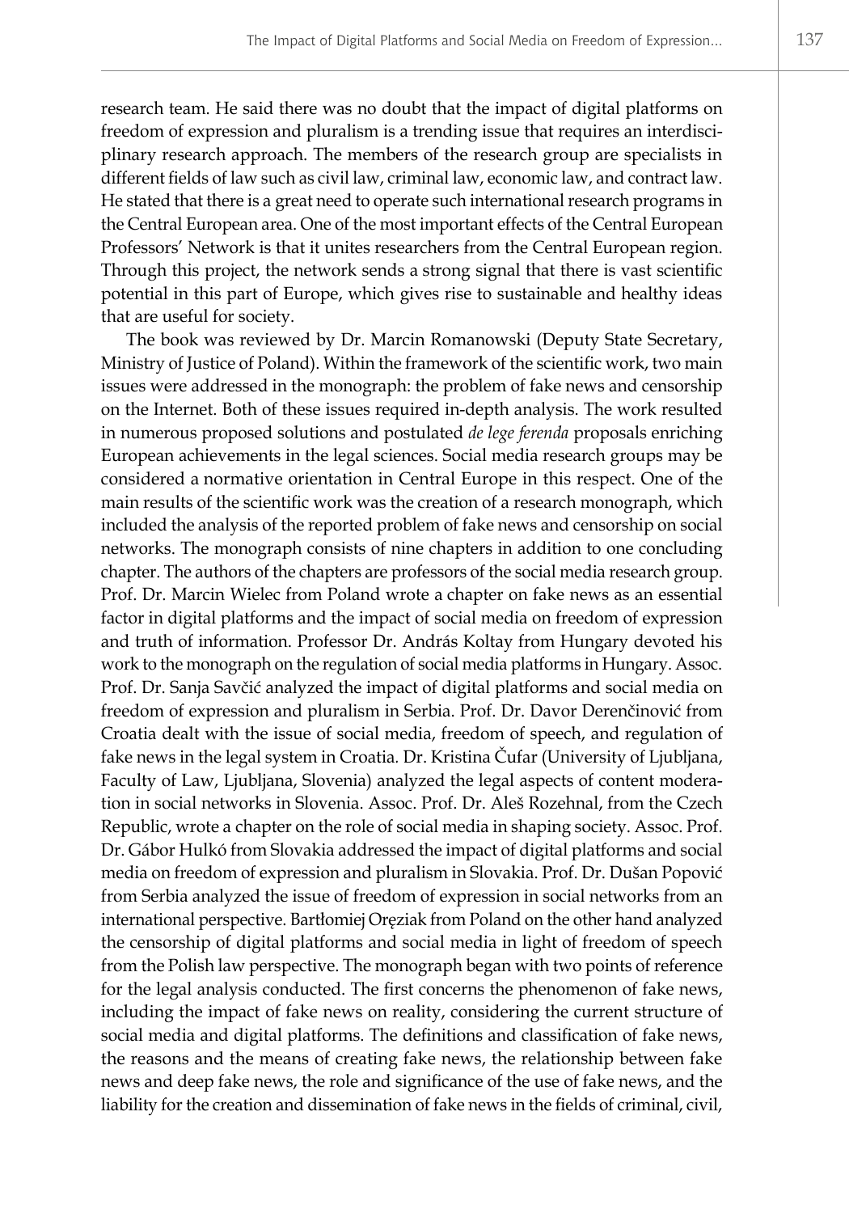research team. He said there was no doubt that the impact of digital platforms on freedom of expression and pluralism is a trending issue that requires an interdisciplinary research approach. The members of the research group are specialists in different fields of law such as civil law, criminal law, economic law, and contract law. He stated that there is a great need to operate such international research programs in the Central European area. One of the most important effects of the Central European Professors' Network is that it unites researchers from the Central European region. Through this project, the network sends a strong signal that there is vast scientific potential in this part of Europe, which gives rise to sustainable and healthy ideas that are useful for society.

The book was reviewed by Dr. Marcin Romanowski (Deputy State Secretary, Ministry of Justice of Poland). Within the framework of the scientific work, two main issues were addressed in the monograph: the problem of fake news and censorship on the Internet. Both of these issues required in-depth analysis. The work resulted in numerous proposed solutions and postulated *de lege ferenda* proposals enriching European achievements in the legal sciences. Social media research groups may be considered a normative orientation in Central Europe in this respect. One of the main results of the scientific work was the creation of a research monograph, which included the analysis of the reported problem of fake news and censorship on social networks. The monograph consists of nine chapters in addition to one concluding chapter. The authors of the chapters are professors of the social media research group. Prof. Dr. Marcin Wielec from Poland wrote a chapter on fake news as an essential factor in digital platforms and the impact of social media on freedom of expression and truth of information. Professor Dr. András Koltay from Hungary devoted his work to the monograph on the regulation of social media platforms in Hungary. Assoc. Prof. Dr. Sanja Savčić analyzed the impact of digital platforms and social media on freedom of expression and pluralism in Serbia. Prof. Dr. Davor Derenčinović from Croatia dealt with the issue of social media, freedom of speech, and regulation of fake news in the legal system in Croatia. Dr. Kristina Čufar (University of Ljubljana, Faculty of Law, Ljubljana, Slovenia) analyzed the legal aspects of content moderation in social networks in Slovenia. Assoc. Prof. Dr. Aleš Rozehnal, from the Czech Republic, wrote a chapter on the role of social media in shaping society. Assoc. Prof. Dr. Gábor Hulkó from Slovakia addressed the impact of digital platforms and social media on freedom of expression and pluralism in Slovakia. Prof. Dr. Dušan Popović from Serbia analyzed the issue of freedom of expression in social networks from an international perspective. Bartłomiej Oręziak from Poland on the other hand analyzed the censorship of digital platforms and social media in light of freedom of speech from the Polish law perspective. The monograph began with two points of reference for the legal analysis conducted. The first concerns the phenomenon of fake news, including the impact of fake news on reality, considering the current structure of social media and digital platforms. The definitions and classification of fake news, the reasons and the means of creating fake news, the relationship between fake news and deep fake news, the role and significance of the use of fake news, and the liability for the creation and dissemination of fake news in the fields of criminal, civil,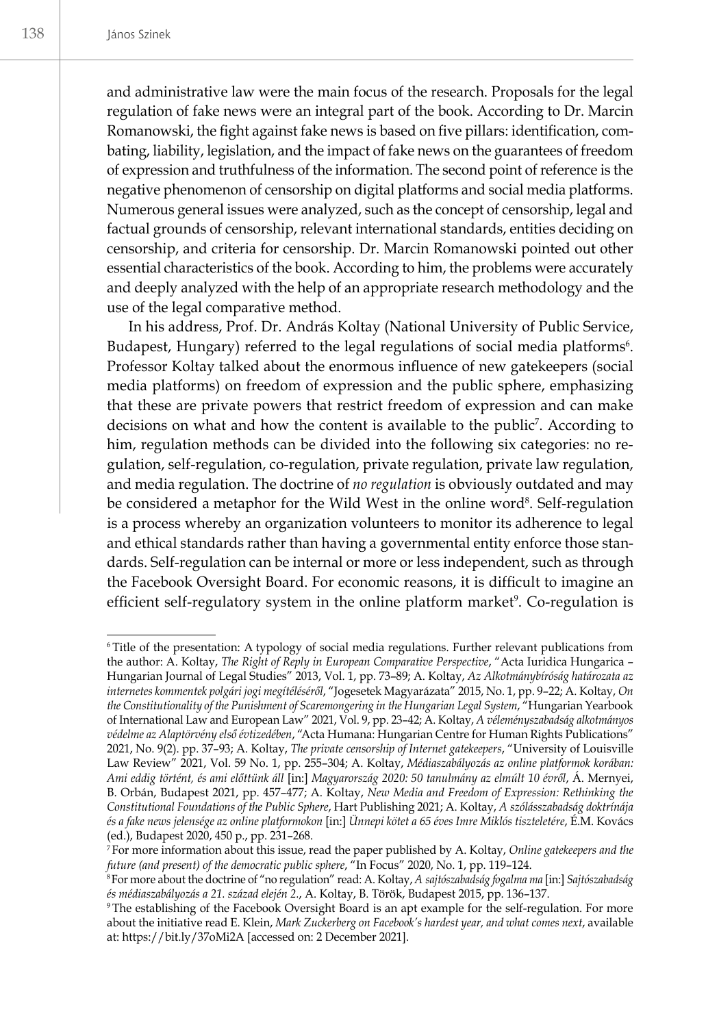and administrative law were the main focus of the research. Proposals for the legal regulation of fake news were an integral part of the book. According to Dr. Marcin Romanowski, the fight against fake news is based on five pillars: identification, combating, liability, legislation, and the impact of fake news on the guarantees of freedom of expression and truthfulness of the information. The second point of reference is the negative phenomenon of censorship on digital platforms and social media platforms. Numerous general issues were analyzed, such as the concept of censorship, legal and factual grounds of censorship, relevant international standards, entities deciding on censorship, and criteria for censorship. Dr. Marcin Romanowski pointed out other essential characteristics of the book. According to him, the problems were accurately and deeply analyzed with the help of an appropriate research methodology and the use of the legal comparative method.

In his address, Prof. Dr. András Koltay (National University of Public Service, Budapest, Hungary) referred to the legal regulations of social media platforms[6]. Professor Koltay talked about the enormous influence of new gatekeepers (social media platforms) on freedom of expression and the public sphere, emphasizing that these are private powers that restrict freedom of expression and can make decisions on what and how the content is available to the public[7]. According to him, regulation methods can be divided into the following six categories: no regulation, self-regulation, co-regulation, private regulation, private law regulation, and media regulation. The doctrine of *no regulation* is obviously outdated and may be considered a metaphor for the Wild West in the online word[8]. Self-regulation is a process whereby an organization volunteers to monitor its adherence to legal and ethical standards rather than having a governmental entity enforce those standards. Self-regulation can be internal or more or less independent, such as through the Facebook Oversight Board. For economic reasons, it is difficult to imagine an efficient self-regulatory system in the online platform market[9]. Co-regulation is

---

[6] Title of the presentation: A typology of social media regulations. Further relevant publications from the author: A. Koltay, *The Right of Reply in European Comparative Perspective*, "Acta Iuridica Hungarica – Hungarian Journal of Legal Studies" 2013, Vol. 1, pp. 73–89; A. Koltay, *Az Alkotmánybíróság határozata az internetes kommentek polgári jogi megítéléséről*, "Jogesetek Magyarázata" 2015, No. 1, pp. 9–22; A. Koltay, *On the Constitutionality of the Punishment of Scaremongering in the Hungarian Legal System*, "Hungarian Yearbook of International Law and European Law" 2021, Vol. 9, pp. 23–42; A. Koltay, *A véleményszabadság alkotmányos védelme az Alaptörvény első évtizedében*, "Acta Humana: Hungarian Centre for Human Rights Publications" 2021, No. 9(2). pp. 37–93; A. Koltay, *The private censorship of Internet gatekeepers*, "University of Louisville Law Review" 2021, Vol. 59 No. 1, pp. 255–304; A. Koltay, *Médiaszabályozás az online platformok korában: Ami eddig történt, és ami előttünk áll* [in:] *Magyarország 2020: 50 tanulmány az elmúlt 10 évről*, Á. Mernyei, B. Orbán, Budapest 2021, pp. 457–477; A. Koltay, *New Media and Freedom of Expression: Rethinking the Constitutional Foundations of the Public Sphere*, Hart Publishing 2021; A. Koltay, *A szólásszabadság doktrínája és a fake news jelensége az online platformokon* [in:] *Ünnepi kötet a 65 éves Imre Miklós tiszteletére*, É.M. Kovács (ed.), Budapest 2020, 450 p., pp. 231–268.

[7] For more information about this issue, read the paper published by A. Koltay, *Online gatekeepers and the future (and present) of the democratic public sphere*, "In Focus" 2020, No. 1, pp. 119–124.

[8] For more about the doctrine of "no regulation" read: A. Koltay, *A sajtószabadság fogalma ma* [in:] *Sajtószabadság és médiaszabályozás a 21. század elején 2.*, A. Koltay, B. Török, Budapest 2015, pp. 136–137.

[9] The establishing of the Facebook Oversight Board is an apt example for the self-regulation. For more about the initiative read E. Klein, *Mark Zuckerberg on Facebook's hardest year, and what comes next*, available at: https://bit.ly/37oMi2A [accessed on: 2 December 2021].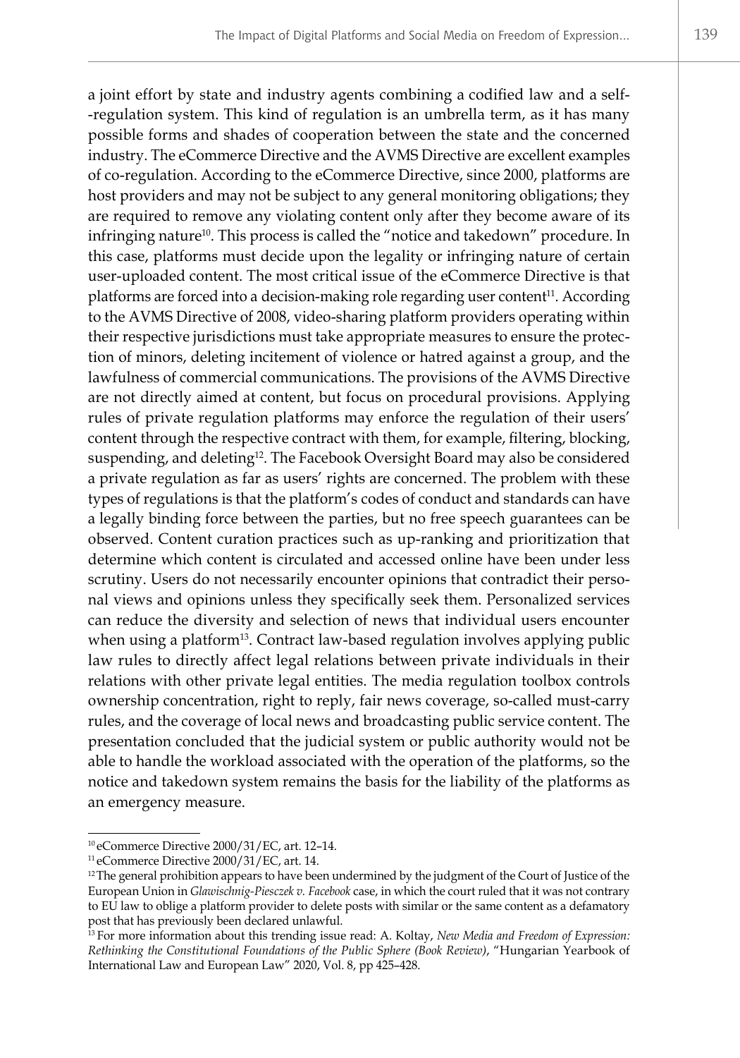a joint effort by state and industry agents combining a codified law and a self--regulation system. This kind of regulation is an umbrella term, as it has many possible forms and shades of cooperation between the state and the concerned industry. The eCommerce Directive and the AVMS Directive are excellent examples of co-regulation. According to the eCommerce Directive, since 2000, platforms are host providers and may not be subject to any general monitoring obligations; they are required to remove any violating content only after they become aware of its infringing nature[10]. This process is called the "notice and takedown" procedure. In this case, platforms must decide upon the legality or infringing nature of certain user-uploaded content. The most critical issue of the eCommerce Directive is that platforms are forced into a decision-making role regarding user content[11]. According to the AVMS Directive of 2008, video-sharing platform providers operating within their respective jurisdictions must take appropriate measures to ensure the protection of minors, deleting incitement of violence or hatred against a group, and the lawfulness of commercial communications. The provisions of the AVMS Directive are not directly aimed at content, but focus on procedural provisions. Applying rules of private regulation platforms may enforce the regulation of their users' content through the respective contract with them, for example, filtering, blocking, suspending, and deleting[12]. The Facebook Oversight Board may also be considered a private regulation as far as users' rights are concerned. The problem with these types of regulations is that the platform's codes of conduct and standards can have a legally binding force between the parties, but no free speech guarantees can be observed. Content curation practices such as up-ranking and prioritization that determine which content is circulated and accessed online have been under less scrutiny. Users do not necessarily encounter opinions that contradict their personal views and opinions unless they specifically seek them. Personalized services can reduce the diversity and selection of news that individual users encounter when using a platform[13]. Contract law-based regulation involves applying public law rules to directly affect legal relations between private individuals in their relations with other private legal entities. The media regulation toolbox controls ownership concentration, right to reply, fair news coverage, so-called must-carry rules, and the coverage of local news and broadcasting public service content. The presentation concluded that the judicial system or public authority would not be able to handle the workload associated with the operation of the platforms, so the notice and takedown system remains the basis for the liability of the platforms as an emergency measure.

---

[10] eCommerce Directive 2000/31/EC, art. 12–14.

[11] eCommerce Directive 2000/31/EC, art. 14.

[12] The general prohibition appears to have been undermined by the judgment of the Court of Justice of the European Union in *Glawischnig-Piesczek v. Facebook* case, in which the court ruled that it was not contrary to EU law to oblige a platform provider to delete posts with similar or the same content as a defamatory post that has previously been declared unlawful.

[13] For more information about this trending issue read: A. Koltay, *New Media and Freedom of Expression: Rethinking the Constitutional Foundations of the Public Sphere (Book Review)*, "Hungarian Yearbook of International Law and European Law" 2020, Vol. 8, pp 425–428.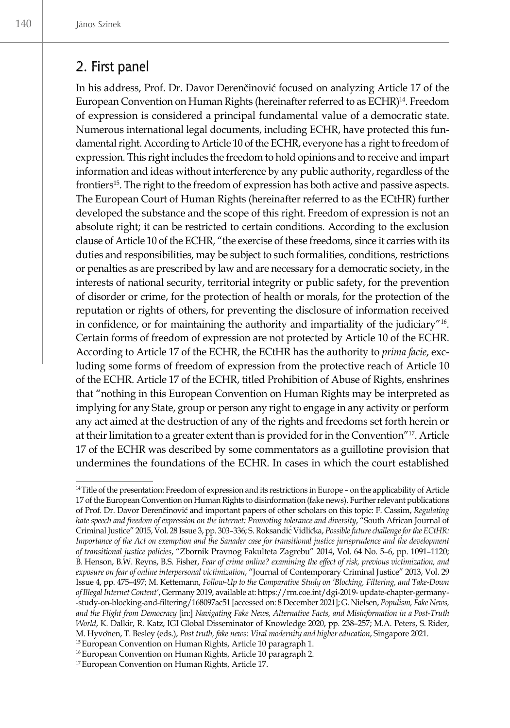## 2. First panel

In his address, Prof. Dr. Davor Derenčinović focused on analyzing Article 17 of the European Convention on Human Rights (hereinafter referred to as ECHR)[14]. Freedom of expression is considered a principal fundamental value of a democratic state. Numerous international legal documents, including ECHR, have protected this fundamental right. According to Article 10 of the ECHR, everyone has a right to freedom of expression. This right includes the freedom to hold opinions and to receive and impart information and ideas without interference by any public authority, regardless of the frontiers[15]. The right to the freedom of expression has both active and passive aspects. The European Court of Human Rights (hereinafter referred to as the ECtHR) further developed the substance and the scope of this right. Freedom of expression is not an absolute right; it can be restricted to certain conditions. According to the exclusion clause of Article 10 of the ECHR, "the exercise of these freedoms, since it carries with its duties and responsibilities, may be subject to such formalities, conditions, restrictions or penalties as are prescribed by law and are necessary for a democratic society, in the interests of national security, territorial integrity or public safety, for the prevention of disorder or crime, for the protection of health or morals, for the protection of the reputation or rights of others, for preventing the disclosure of information received in confidence, or for maintaining the authority and impartiality of the judiciary"[16]. Certain forms of freedom of expression are not protected by Article 10 of the ECHR. According to Article 17 of the ECHR, the ECtHR has the authority to *prima facie*, excluding some forms of freedom of expression from the protective reach of Article 10 of the ECHR. Article 17 of the ECHR, titled Prohibition of Abuse of Rights, enshrines that "nothing in this European Convention on Human Rights may be interpreted as implying for any State, group or person any right to engage in any activity or perform any act aimed at the destruction of any of the rights and freedoms set forth herein or at their limitation to a greater extent than is provided for in the Convention"[17]. Article 17 of the ECHR was described by some commentators as a guillotine provision that undermines the foundations of the ECHR. In cases in which the court established

---

[14] Title of the presentation: Freedom of expression and its restrictions in Europe – on the applicability of Article 17 of the European Convention on Human Rights to disinformation (fake news). Further relevant publications of Prof. Dr. Davor Derenčinović and important papers of other scholars on this topic: F. Cassim, *Regulating hate speech and freedom of expression on the internet: Promoting tolerance and diversity*, "South African Journal of Criminal Justice" 2015, Vol. 28 Issue 3, pp. 303–336; S. Roksandić Vidlička, *Possible future challenge for the ECtHR: Importance of the Act on exemption and the Sanader case for transitional justice jurisprudence and the development of transitional justice policies*, "Zbornik Pravnog Fakulteta Zagrebu" 2014, Vol. 64 No. 5–6, pp. 1091–1120; B. Henson, B.W. Reyns, B.S. Fisher, *Fear of crime online? examining the effect of risk, previous victimization, and exposure on fear of online interpersonal victimization*, "Journal of Contemporary Criminal Justice" 2013, Vol. 29 Issue 4, pp. 475–497; M. Kettemann, *Follow-Up to the Comparative Study on 'Blocking, Filtering, and Take-Down of Illegal Internet Content'*, Germany 2019, available at: https://rm.coe.int/dgi-2019-update-chapter-germany--study-on-blocking-and-filtering/168097ac51 [accessed on: 8 December 2021]; G. Nielsen, *Populism, Fake News, and the Flight from Democracy* [in:] *Navigating Fake News, Alternative Facts, and Misinformation in a Post-Truth World*, K. Dalkir, R. Katz, IGI Global Disseminator of Knowledge 2020, pp. 238–257; M.A. Peters, S. Rider, M. Hyvönen, T. Besley (eds.), *Post truth, fake news: Viral modernity and higher education*, Singapore 2021.

[15] European Convention on Human Rights, Article 10 paragraph 1.

[16] European Convention on Human Rights, Article 10 paragraph 2.

[17] European Convention on Human Rights, Article 17.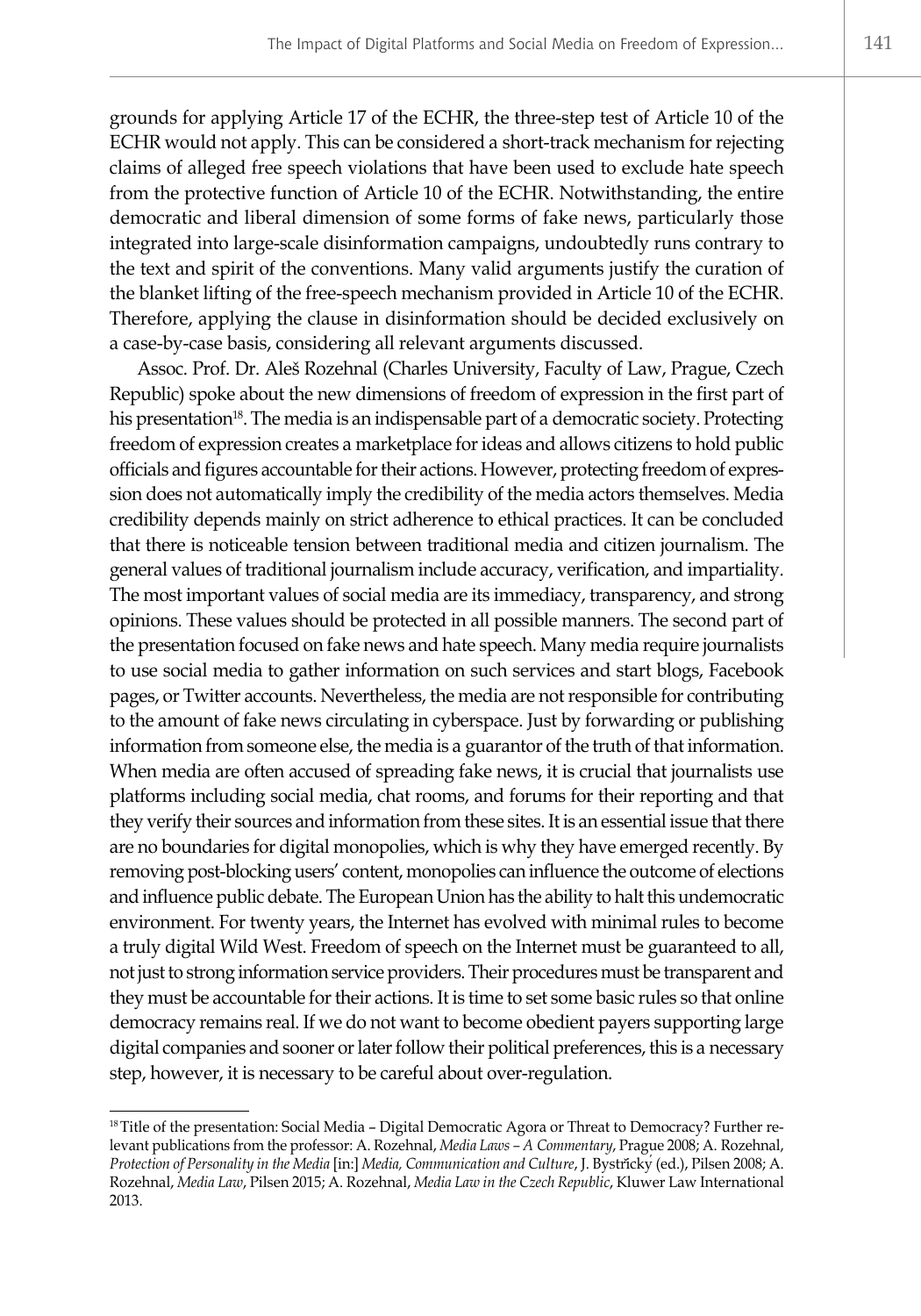grounds for applying Article 17 of the ECHR, the three-step test of Article 10 of the ECHR would not apply. This can be considered a short-track mechanism for rejecting claims of alleged free speech violations that have been used to exclude hate speech from the protective function of Article 10 of the ECHR. Notwithstanding, the entire democratic and liberal dimension of some forms of fake news, particularly those integrated into large-scale disinformation campaigns, undoubtedly runs contrary to the text and spirit of the conventions. Many valid arguments justify the curation of the blanket lifting of the free-speech mechanism provided in Article 10 of the ECHR. Therefore, applying the clause in disinformation should be decided exclusively on a case-by-case basis, considering all relevant arguments discussed.

Assoc. Prof. Dr. Aleš Rozehnal (Charles University, Faculty of Law, Prague, Czech Republic) spoke about the new dimensions of freedom of expression in the first part of his presentation[18]. The media is an indispensable part of a democratic society. Protecting freedom of expression creates a marketplace for ideas and allows citizens to hold public officials and figures accountable for their actions. However, protecting freedom of expression does not automatically imply the credibility of the media actors themselves. Media credibility depends mainly on strict adherence to ethical practices. It can be concluded that there is noticeable tension between traditional media and citizen journalism. The general values of traditional journalism include accuracy, verification, and impartiality. The most important values of social media are its immediacy, transparency, and strong opinions. These values should be protected in all possible manners. The second part of the presentation focused on fake news and hate speech. Many media require journalists to use social media to gather information on such services and start blogs, Facebook pages, or Twitter accounts. Nevertheless, the media are not responsible for contributing to the amount of fake news circulating in cyberspace. Just by forwarding or publishing information from someone else, the media is a guarantor of the truth of that information. When media are often accused of spreading fake news, it is crucial that journalists use platforms including social media, chat rooms, and forums for their reporting and that they verify their sources and information from these sites. It is an essential issue that there are no boundaries for digital monopolies, which is why they have emerged recently. By removing post-blocking users' content, monopolies can influence the outcome of elections and influence public debate. The European Union has the ability to halt this undemocratic environment. For twenty years, the Internet has evolved with minimal rules to become a truly digital Wild West. Freedom of speech on the Internet must be guaranteed to all, not just to strong information service providers. Their procedures must be transparent and they must be accountable for their actions. It is time to set some basic rules so that online democracy remains real. If we do not want to become obedient payers supporting large digital companies and sooner or later follow their political preferences, this is a necessary step, however, it is necessary to be careful about over-regulation.

---

[18] Title of the presentation: Social Media – Digital Democratic Agora or Threat to Democracy? Further relevant publications from the professor: A. Rozehnal, *Media Laws – A Commentary*, Prague 2008; A. Rozehnal, *Protection of Personality in the Media* [in:] *Media, Communication and Culture*, J. Bystřický (ed.), Pilsen 2008; A. Rozehnal, *Media Law*, Pilsen 2015; A. Rozehnal, *Media Law in the Czech Republic*, Kluwer Law International 2013.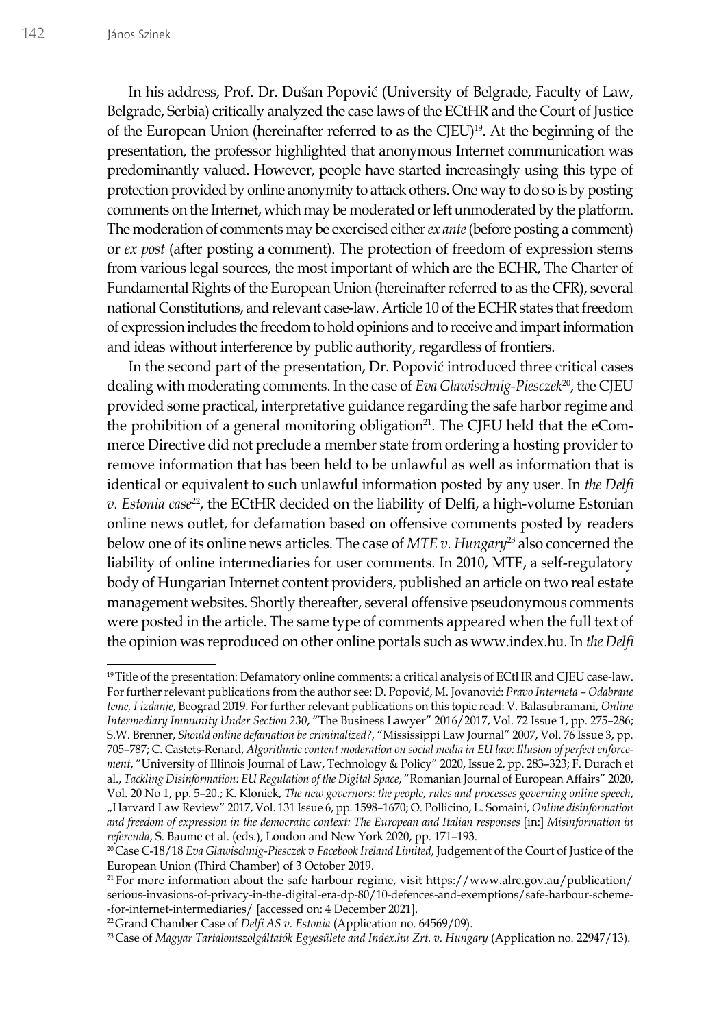In his address, Prof. Dr. Dušan Popović (University of Belgrade, Faculty of Law, Belgrade, Serbia) critically analyzed the case laws of the ECtHR and the Court of Justice of the European Union (hereinafter referred to as the CJEU)[19]. At the beginning of the presentation, the professor highlighted that anonymous Internet communication was predominantly valued. However, people have started increasingly using this type of protection provided by online anonymity to attack others. One way to do so is by posting comments on the Internet, which may be moderated or left unmoderated by the platform. The moderation of comments may be exercised either *ex ante* (before posting a comment) or *ex post* (after posting a comment). The protection of freedom of expression stems from various legal sources, the most important of which are the ECHR, The Charter of Fundamental Rights of the European Union (hereinafter referred to as the CFR), several national Constitutions, and relevant case-law. Article 10 of the ECHR states that freedom of expression includes the freedom to hold opinions and to receive and impart information and ideas without interference by public authority, regardless of frontiers.

In the second part of the presentation, Dr. Popović introduced three critical cases dealing with moderating comments. In the case of *Eva Glawischnig-Piesczek*[20], the CJEU provided some practical, interpretative guidance regarding the safe harbor regime and the prohibition of a general monitoring obligation[21]. The CJEU held that the eCommerce Directive did not preclude a member state from ordering a hosting provider to remove information that has been held to be unlawful as well as information that is identical or equivalent to such unlawful information posted by any user. In *the Delfi v. Estonia case*[22], the ECtHR decided on the liability of Delfi, a high-volume Estonian online news outlet, for defamation based on offensive comments posted by readers below one of its online news articles. The case of *MTE v. Hungary*[23] also concerned the liability of online intermediaries for user comments. In 2010, MTE, a self-regulatory body of Hungarian Internet content providers, published an article on two real estate management websites. Shortly thereafter, several offensive pseudonymous comments were posted in the article. The same type of comments appeared when the full text of the opinion was reproduced on other online portals such as www.index.hu. In *the Delfi*

---

[19] Title of the presentation: Defamatory online comments: a critical analysis of ECtHR and CJEU case-law. For further relevant publications from the author see: D. Popović, M. Jovanović: *Pravo Interneta – Odabrane teme, I izdanje*, Beograd 2019. For further relevant publications on this topic read: V. Balasubramani, *Online Intermediary Immunity Under Section 230*, "The Business Lawyer" 2016/2017, Vol. 72 Issue 1, pp. 275–286; S.W. Brenner, *Should online defamation be criminalized?,* "Mississippi Law Journal" 2007, Vol. 76 Issue 3, pp. 705–787; C. Castets-Renard, *Algorithmic content moderation on social media in EU law: Illusion of perfect enforcement*, "University of Illinois Journal of Law, Technology & Policy" 2020, Issue 2, pp. 283–323; F. Durach et al., *Tackling Disinformation: EU Regulation of the Digital Space*, "Romanian Journal of European Affairs" 2020, Vol. 20 No 1, pp. 5–20.; K. Klonick, *The new governors: the people, rules and processes governing online speech*, „Harvard Law Review" 2017, Vol. 131 Issue 6, pp. 1598–1670; O. Pollicino, L. Somaini, *Online disinformation and freedom of expression in the democratic context: The European and Italian responses* [in:] *Misinformation in referenda*, S. Baume et al. (eds.), London and New York 2020, pp. 171–193.

[20] Case C-18/18 *Eva Glawischnig-Piesczek v Facebook Ireland Limited*, Judgement of the Court of Justice of the European Union (Third Chamber) of 3 October 2019.

[21] For more information about the safe harbour regime, visit https://www.alrc.gov.au/publication/serious-invasions-of-privacy-in-the-digital-era-dp-80/10-defences-and-exemptions/safe-harbour-scheme--for-internet-intermediaries/ [accessed on: 4 December 2021].

[22] Grand Chamber Case of *Delfi AS v. Estonia* (Application no. 64569/09).

[23] Case of *Magyar Tartalomszolgáltatók Egyesülete and Index.hu Zrt. v. Hungary* (Application no. 22947/13).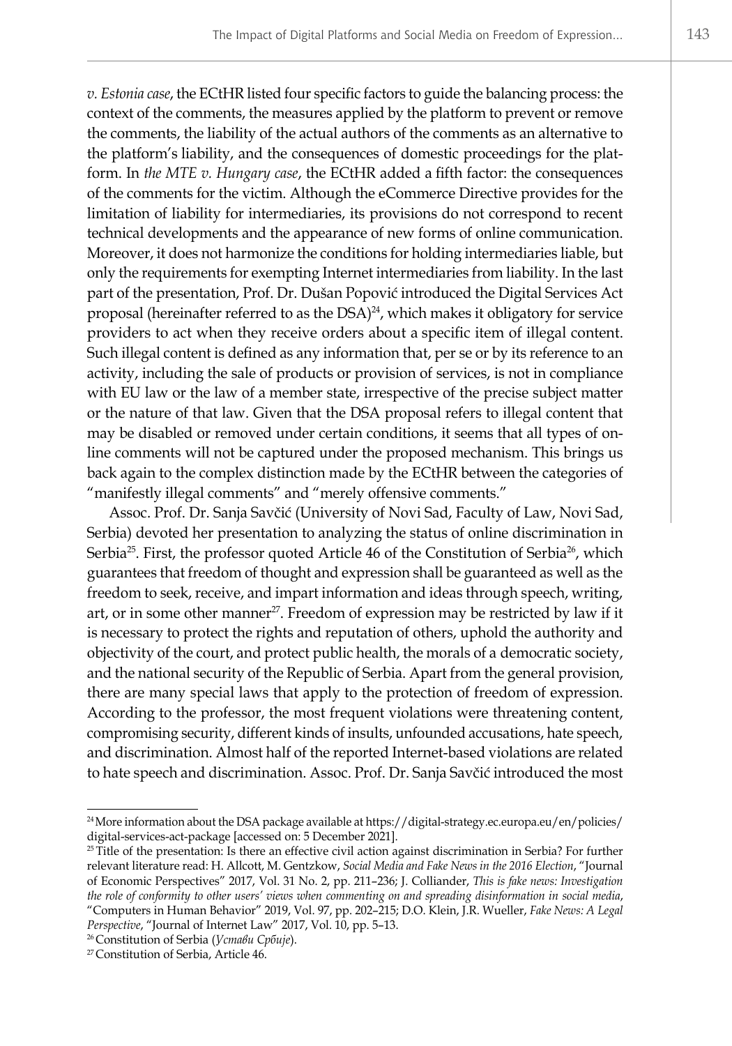*v. Estonia case*, the ECtHR listed four specific factors to guide the balancing process: the context of the comments, the measures applied by the platform to prevent or remove the comments, the liability of the actual authors of the comments as an alternative to the platform's liability, and the consequences of domestic proceedings for the platform. In *the MTE v. Hungary case*, the ECtHR added a fifth factor: the consequences of the comments for the victim. Although the eCommerce Directive provides for the limitation of liability for intermediaries, its provisions do not correspond to recent technical developments and the appearance of new forms of online communication. Moreover, it does not harmonize the conditions for holding intermediaries liable, but only the requirements for exempting Internet intermediaries from liability. In the last part of the presentation, Prof. Dr. Dušan Popović introduced the Digital Services Act proposal (hereinafter referred to as the DSA)[24], which makes it obligatory for service providers to act when they receive orders about a specific item of illegal content. Such illegal content is defined as any information that, per se or by its reference to an activity, including the sale of products or provision of services, is not in compliance with EU law or the law of a member state, irrespective of the precise subject matter or the nature of that law. Given that the DSA proposal refers to illegal content that may be disabled or removed under certain conditions, it seems that all types of online comments will not be captured under the proposed mechanism. This brings us back again to the complex distinction made by the ECtHR between the categories of "manifestly illegal comments" and "merely offensive comments."

Assoc. Prof. Dr. Sanja Savčić (University of Novi Sad, Faculty of Law, Novi Sad, Serbia) devoted her presentation to analyzing the status of online discrimination in Serbia[25]. First, the professor quoted Article 46 of the Constitution of Serbia[26], which guarantees that freedom of thought and expression shall be guaranteed as well as the freedom to seek, receive, and impart information and ideas through speech, writing, art, or in some other manner[27]. Freedom of expression may be restricted by law if it is necessary to protect the rights and reputation of others, uphold the authority and objectivity of the court, and protect public health, the morals of a democratic society, and the national security of the Republic of Serbia. Apart from the general provision, there are many special laws that apply to the protection of freedom of expression. According to the professor, the most frequent violations were threatening content, compromising security, different kinds of insults, unfounded accusations, hate speech, and discrimination. Almost half of the reported Internet-based violations are related to hate speech and discrimination. Assoc. Prof. Dr. Sanja Savčić introduced the most

---

[24] More information about the DSA package available at https://digital-strategy.ec.europa.eu/en/policies/digital-services-act-package [accessed on: 5 December 2021].

[25] Title of the presentation: Is there an effective civil action against discrimination in Serbia? For further relevant literature read: H. Allcott, M. Gentzkow, *Social Media and Fake News in the 2016 Election*, "Journal of Economic Perspectives" 2017, Vol. 31 No. 2, pp. 211–236; J. Colliander, *This is fake news: Investigation the role of conformity to other users' views when commenting on and spreading disinformation in social media*, "Computers in Human Behavior" 2019, Vol. 97, pp. 202–215; D.O. Klein, J.R. Wueller, *Fake News: A Legal Perspective*, "Journal of Internet Law" 2017, Vol. 10, pp. 5–13.

[26] Constitution of Serbia (*Устави Србије*).

[27] Constitution of Serbia, Article 46.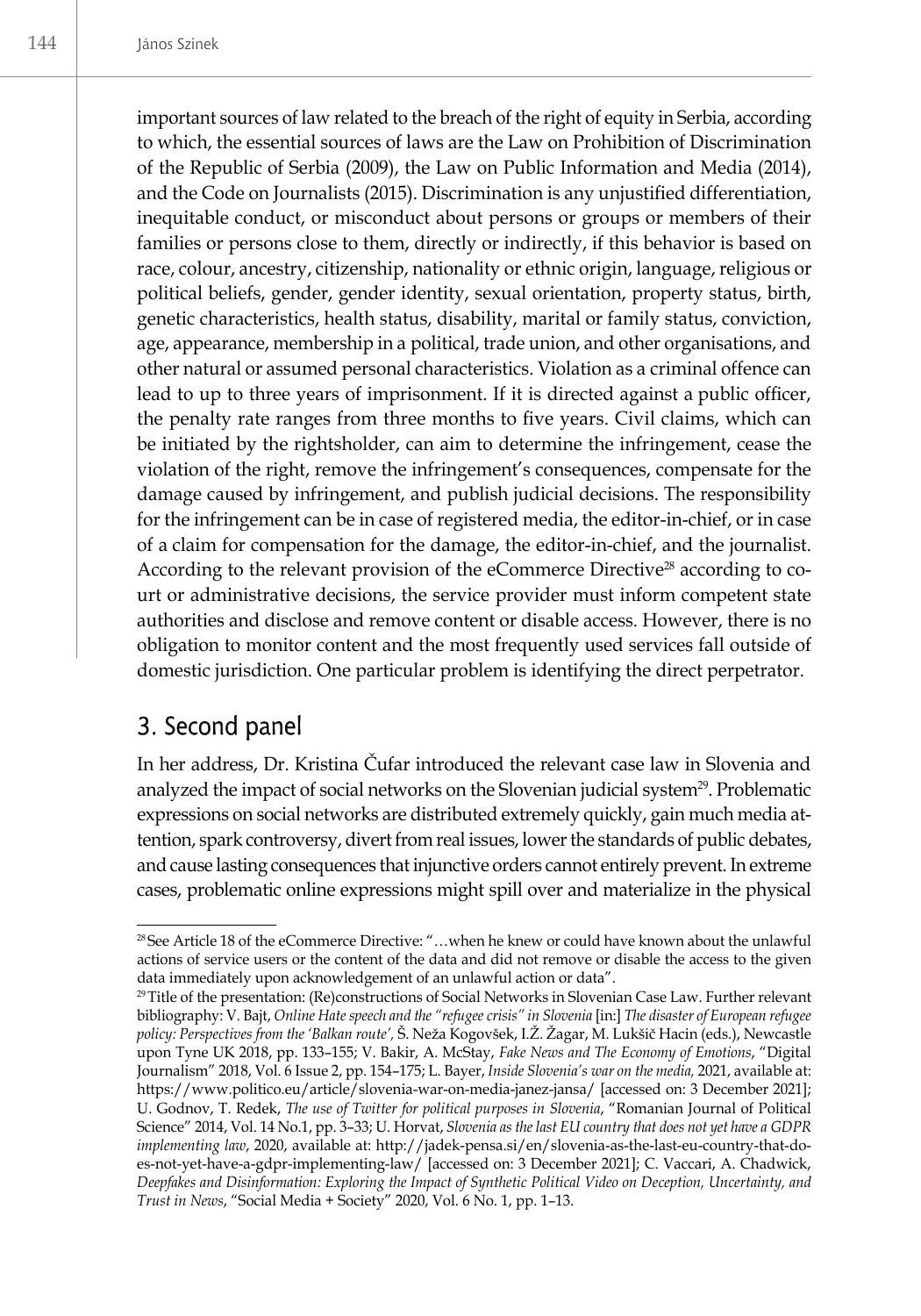important sources of law related to the breach of the right of equity in Serbia, according to which, the essential sources of laws are the Law on Prohibition of Discrimination of the Republic of Serbia (2009), the Law on Public Information and Media (2014), and the Code on Journalists (2015). Discrimination is any unjustified differentiation, inequitable conduct, or misconduct about persons or groups or members of their families or persons close to them, directly or indirectly, if this behavior is based on race, colour, ancestry, citizenship, nationality or ethnic origin, language, religious or political beliefs, gender, gender identity, sexual orientation, property status, birth, genetic characteristics, health status, disability, marital or family status, conviction, age, appearance, membership in a political, trade union, and other organisations, and other natural or assumed personal characteristics. Violation as a criminal offence can lead to up to three years of imprisonment. If it is directed against a public officer, the penalty rate ranges from three months to five years. Civil claims, which can be initiated by the rightsholder, can aim to determine the infringement, cease the violation of the right, remove the infringement's consequences, compensate for the damage caused by infringement, and publish judicial decisions. The responsibility for the infringement can be in case of registered media, the editor-in-chief, or in case of a claim for compensation for the damage, the editor-in-chief, and the journalist. According to the relevant provision of the eCommerce Directive[28] according to court or administrative decisions, the service provider must inform competent state authorities and disclose and remove content or disable access. However, there is no obligation to monitor content and the most frequently used services fall outside of domestic jurisdiction. One particular problem is identifying the direct perpetrator.

## 3. Second panel

In her address, Dr. Kristina Čufar introduced the relevant case law in Slovenia and analyzed the impact of social networks on the Slovenian judicial system[29]. Problematic expressions on social networks are distributed extremely quickly, gain much media attention, spark controversy, divert from real issues, lower the standards of public debates, and cause lasting consequences that injunctive orders cannot entirely prevent. In extreme cases, problematic online expressions might spill over and materialize in the physical

---

[28] See Article 18 of the eCommerce Directive: "…when he knew or could have known about the unlawful actions of service users or the content of the data and did not remove or disable the access to the given data immediately upon acknowledgement of an unlawful action or data".

[29] Title of the presentation: (Re)constructions of Social Networks in Slovenian Case Law. Further relevant bibliography: V. Bajt, *Online Hate speech and the "refugee crisis" in Slovenia* [in:] *The disaster of European refugee policy: Perspectives from the 'Balkan route'*, Š. Neža Kogovšek, I.Ž. Žagar, M. Lukšič Hacin (eds.), Newcastle upon Tyne UK 2018, pp. 133–155; V. Bakir, A. McStay, *Fake News and The Economy of Emotions*, "Digital Journalism" 2018, Vol. 6 Issue 2, pp. 154–175; L. Bayer, *Inside Slovenia's war on the media,* 2021, available at: https://www.politico.eu/article/slovenia-war-on-media-janez-jansa/ [accessed on: 3 December 2021]; U. Godnov, T. Redek, *The use of Twitter for political purposes in Slovenia*, "Romanian Journal of Political Science" 2014, Vol. 14 No.1, pp. 3–33; U. Horvat, *Slovenia as the last EU country that does not yet have a GDPR implementing law*, 2020, available at: http://jadek-pensa.si/en/slovenia-as-the-last-eu-country-that-does-not-yet-have-a-gdpr-implementing-law/ [accessed on: 3 December 2021]; C. Vaccari, A. Chadwick, *Deepfakes and Disinformation: Exploring the Impact of Synthetic Political Video on Deception, Uncertainty, and Trust in News*, "Social Media + Society" 2020, Vol. 6 No. 1, pp. 1–13.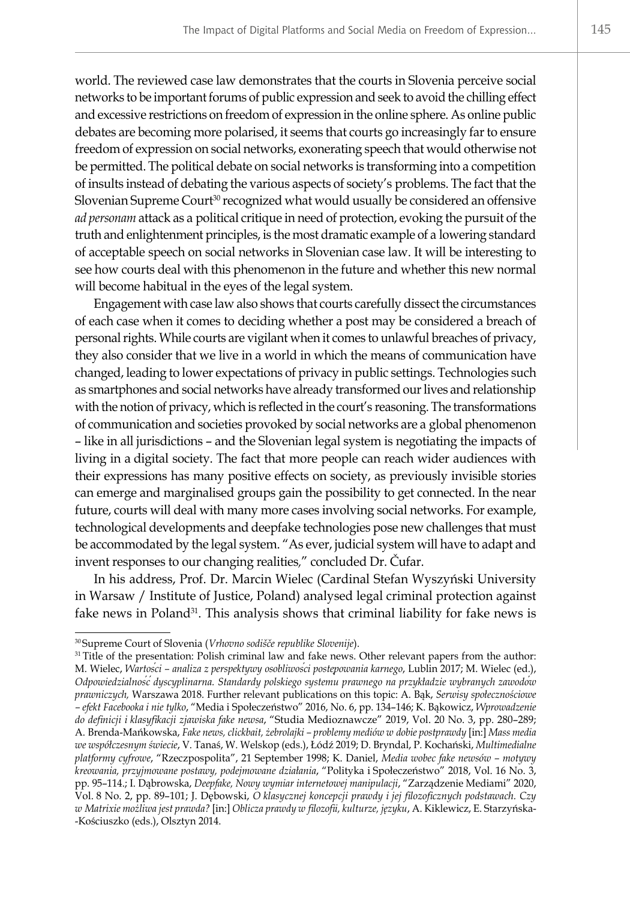world. The reviewed case law demonstrates that the courts in Slovenia perceive social networks to be important forums of public expression and seek to avoid the chilling effect and excessive restrictions on freedom of expression in the online sphere. As online public debates are becoming more polarised, it seems that courts go increasingly far to ensure freedom of expression on social networks, exonerating speech that would otherwise not be permitted. The political debate on social networks is transforming into a competition of insults instead of debating the various aspects of society's problems. The fact that the Slovenian Supreme Court[30] recognized what would usually be considered an offensive *ad personam* attack as a political critique in need of protection, evoking the pursuit of the truth and enlightenment principles, is the most dramatic example of a lowering standard of acceptable speech on social networks in Slovenian case law. It will be interesting to see how courts deal with this phenomenon in the future and whether this new normal will become habitual in the eyes of the legal system.

Engagement with case law also shows that courts carefully dissect the circumstances of each case when it comes to deciding whether a post may be considered a breach of personal rights. While courts are vigilant when it comes to unlawful breaches of privacy, they also consider that we live in a world in which the means of communication have changed, leading to lower expectations of privacy in public settings. Technologies such as smartphones and social networks have already transformed our lives and relationship with the notion of privacy, which is reflected in the court's reasoning. The transformations of communication and societies provoked by social networks are a global phenomenon – like in all jurisdictions – and the Slovenian legal system is negotiating the impacts of living in a digital society. The fact that more people can reach wider audiences with their expressions has many positive effects on society, as previously invisible stories can emerge and marginalised groups gain the possibility to get connected. In the near future, courts will deal with many more cases involving social networks. For example, technological developments and deepfake technologies pose new challenges that must be accommodated by the legal system. "As ever, judicial system will have to adapt and invent responses to our changing realities," concluded Dr. Čufar.

In his address, Prof. Dr. Marcin Wielec (Cardinal Stefan Wyszyński University in Warsaw / Institute of Justice, Poland) analysed legal criminal protection against fake news in Poland[31]. This analysis shows that criminal liability for fake news is

---

[30] Supreme Court of Slovenia (*Vrhovno sodišče republike Slovenije*).

[31] Title of the presentation: Polish criminal law and fake news. Other relevant papers from the author: M. Wielec, *Wartości – analiza z perspektywy osobliwości postępowania karnego*, Lublin 2017; M. Wielec (ed.), *Odpowiedzialność dyscyplinarna. Standardy polskiego systemu prawnego na przykładzie wybranych zawodów prawniczych,* Warszawa 2018. Further relevant publications on this topic: A. Bąk, *Serwisy społecznościowe – efekt Facebooka i nie tylko*, "Media i Społeczeństwo" 2016, No. 6, pp. 134–146; K. Bąkowicz, *Wprowadzenie do definicji i klasyfikacji zjawiska fake newsa*, "Studia Medioznawcze" 2019, Vol. 20 No. 3, pp. 280–289; A. Brenda-Mańkowska, *Fake news, clickbait, żebrolajki – problemy mediów w dobie postprawdy* [in:] *Mass media we współczesnym świecie*, V. Tanaś, W. Welskop (eds.), Łódź 2019; D. Bryndal, P. Kochański, *Multimedialne platformy cyfrowe*, "Rzeczpospolita", 21 September 1998; K. Daniel, *Media wobec fake newsów – motywy kreowania, przyjmowane postawy, podejmowane działania*, "Polityka i Społeczeństwo" 2018, Vol. 16 No. 3, pp. 95–114.; I. Dąbrowska, *Deepfake, Nowy wymiar internetowej manipulacji*, "Zarządzenie Mediami" 2020, Vol. 8 No. 2, pp. 89–101; J. Dębowski, *O klasycznej koncepcji prawdy i jej filozoficznych podstawach. Czy w Matrixie możliwa jest prawda?* [in:] *Oblicza prawdy w filozofii, kulturze, języku*, A. Kiklewicz, E. Starzyńska-Kościuszko (eds.), Olsztyn 2014.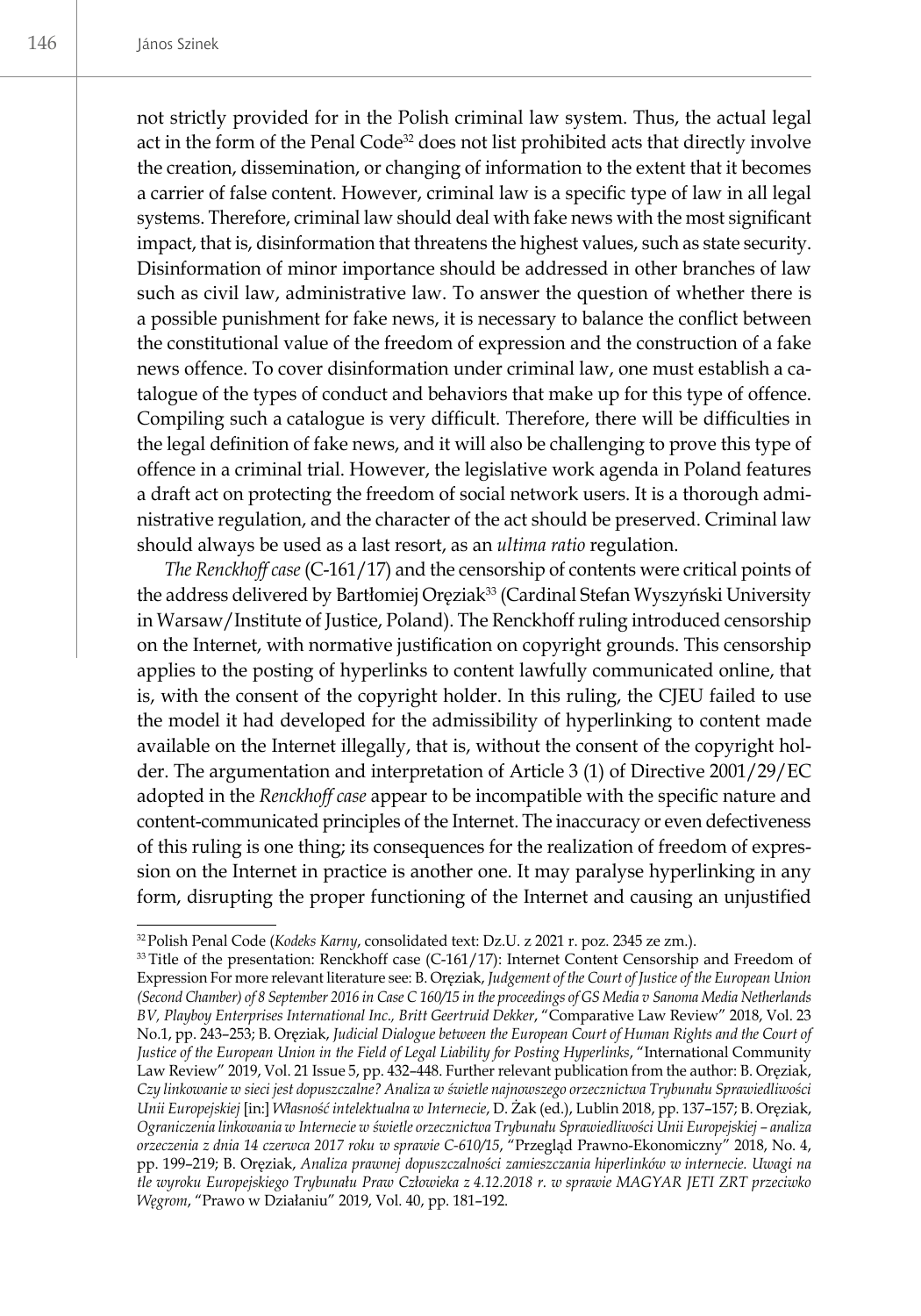not strictly provided for in the Polish criminal law system. Thus, the actual legal act in the form of the Penal Code[32] does not list prohibited acts that directly involve the creation, dissemination, or changing of information to the extent that it becomes a carrier of false content. However, criminal law is a specific type of law in all legal systems. Therefore, criminal law should deal with fake news with the most significant impact, that is, disinformation that threatens the highest values, such as state security. Disinformation of minor importance should be addressed in other branches of law such as civil law, administrative law. To answer the question of whether there is a possible punishment for fake news, it is necessary to balance the conflict between the constitutional value of the freedom of expression and the construction of a fake news offence. To cover disinformation under criminal law, one must establish a catalogue of the types of conduct and behaviors that make up for this type of offence. Compiling such a catalogue is very difficult. Therefore, there will be difficulties in the legal definition of fake news, and it will also be challenging to prove this type of offence in a criminal trial. However, the legislative work agenda in Poland features a draft act on protecting the freedom of social network users. It is a thorough administrative regulation, and the character of the act should be preserved. Criminal law should always be used as a last resort, as an *ultima ratio* regulation.

*The Renckhoff case* (C-161/17) and the censorship of contents were critical points of the address delivered by Bartłomiej Oręziak[33] (Cardinal Stefan Wyszyński University in Warsaw/Institute of Justice, Poland). The Renckhoff ruling introduced censorship on the Internet, with normative justification on copyright grounds. This censorship applies to the posting of hyperlinks to content lawfully communicated online, that is, with the consent of the copyright holder. In this ruling, the CJEU failed to use the model it had developed for the admissibility of hyperlinking to content made available on the Internet illegally, that is, without the consent of the copyright holder. The argumentation and interpretation of Article 3 (1) of Directive 2001/29/EC adopted in the *Renckhoff case* appear to be incompatible with the specific nature and content-communicated principles of the Internet. The inaccuracy or even defectiveness of this ruling is one thing; its consequences for the realization of freedom of expression on the Internet in practice is another one. It may paralyse hyperlinking in any form, disrupting the proper functioning of the Internet and causing an unjustified

---

[32] Polish Penal Code (*Kodeks Karny*, consolidated text: Dz.U. z 2021 r. poz. 2345 ze zm.).

[33] Title of the presentation: Renckhoff case (C-161/17): Internet Content Censorship and Freedom of Expression For more relevant literature see: B. Oręziak, *Judgement of the Court of Justice of the European Union (Second Chamber) of 8 September 2016 in Case C 160/15 in the proceedings of GS Media v Sanoma Media Netherlands BV, Playboy Enterprises International Inc., Britt Geertruid Dekker*, "Comparative Law Review" 2018, Vol. 23 No.1, pp. 243–253; B. Oręziak, *Judicial Dialogue between the European Court of Human Rights and the Court of Justice of the European Union in the Field of Legal Liability for Posting Hyperlinks*, "International Community Law Review" 2019, Vol. 21 Issue 5, pp. 432–448. Further relevant publication from the author: B. Oręziak, *Czy linkowanie w sieci jest dopuszczalne? Analiza w świetle najnowszego orzecznictwa Trybunału Sprawiedliwości Unii Europejskiej* [in:] *Własność intelektualna w Internecie*, D. Żak (ed.), Lublin 2018, pp. 137–157; B. Oręziak, *Ograniczenia linkowania w Internecie w świetle orzecznictwa Trybunału Sprawiedliwości Unii Europejskiej – analiza orzeczenia z dnia 14 czerwca 2017 roku w sprawie C-610/15*, "Przegląd Prawno-Ekonomiczny" 2018, No. 4, pp. 199–219; B. Oręziak, *Analiza prawnej dopuszczalności zamieszczania hiperlinków w internecie. Uwagi na tle wyroku Europejskiego Trybunału Praw Człowieka z 4.12.2018 r. w sprawie MAGYAR JETI ZRT przeciwko Węgrom*, "Prawo w Działaniu" 2019, Vol. 40, pp. 181–192.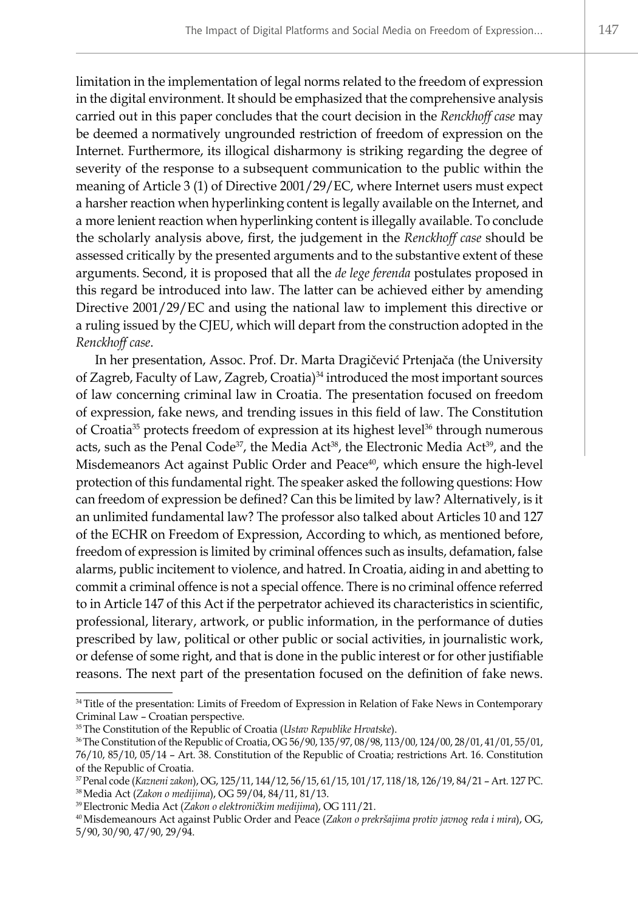limitation in the implementation of legal norms related to the freedom of expression in the digital environment. It should be emphasized that the comprehensive analysis carried out in this paper concludes that the court decision in the *Renckhoff case* may be deemed a normatively ungrounded restriction of freedom of expression on the Internet. Furthermore, its illogical disharmony is striking regarding the degree of severity of the response to a subsequent communication to the public within the meaning of Article 3 (1) of Directive 2001/29/EC, where Internet users must expect a harsher reaction when hyperlinking content is legally available on the Internet, and a more lenient reaction when hyperlinking content is illegally available. To conclude the scholarly analysis above, first, the judgement in the *Renckhoff case* should be assessed critically by the presented arguments and to the substantive extent of these arguments. Second, it is proposed that all the *de lege ferenda* postulates proposed in this regard be introduced into law. The latter can be achieved either by amending Directive 2001/29/EC and using the national law to implement this directive or a ruling issued by the CJEU, which will depart from the construction adopted in the *Renckhoff case*.

In her presentation, Assoc. Prof. Dr. Marta Dragičević Prtenjača (the University of Zagreb, Faculty of Law, Zagreb, Croatia)[34] introduced the most important sources of law concerning criminal law in Croatia. The presentation focused on freedom of expression, fake news, and trending issues in this field of law. The Constitution of Croatia[35] protects freedom of expression at its highest level[36] through numerous acts, such as the Penal Code[37], the Media Act[38], the Electronic Media Act[39], and the Misdemeanors Act against Public Order and Peace[40], which ensure the high-level protection of this fundamental right. The speaker asked the following questions: How can freedom of expression be defined? Can this be limited by law? Alternatively, is it an unlimited fundamental law? The professor also talked about Articles 10 and 127 of the ECHR on Freedom of Expression, According to which, as mentioned before, freedom of expression is limited by criminal offences such as insults, defamation, false alarms, public incitement to violence, and hatred. In Croatia, aiding in and abetting to commit a criminal offence is not a special offence. There is no criminal offence referred to in Article 147 of this Act if the perpetrator achieved its characteristics in scientific, professional, literary, artwork, or public information, in the performance of duties prescribed by law, political or other public or social activities, in journalistic work, or defense of some right, and that is done in the public interest or for other justifiable reasons. The next part of the presentation focused on the definition of fake news.

---

[34] Title of the presentation: Limits of Freedom of Expression in Relation of Fake News in Contemporary Criminal Law – Croatian perspective.

[35] The Constitution of the Republic of Croatia (*Ustav Republike Hrvatske*).

[36] The Constitution of the Republic of Croatia, OG 56/90, 135/97, 08/98, 113/00, 124/00, 28/01, 41/01, 55/01, 76/10, 85/10, 05/14 – Art. 38. Constitution of the Republic of Croatia; restrictions Art. 16. Constitution of the Republic of Croatia.

[37] Penal code (*Kazneni zakon*), OG, 125/11, 144/12, 56/15, 61/15, 101/17, 118/18, 126/19, 84/21 – Art. 127 PC.

[38] Media Act (*Zakon o medijima*), OG 59/04, 84/11, 81/13.

[39] Electronic Media Act (*Zakon o elektroničkim medijima*), OG 111/21.

[40] Misdemeanours Act against Public Order and Peace (*Zakon o prekršajima protiv javnog reda i mira*), OG, 5/90, 30/90, 47/90, 29/94.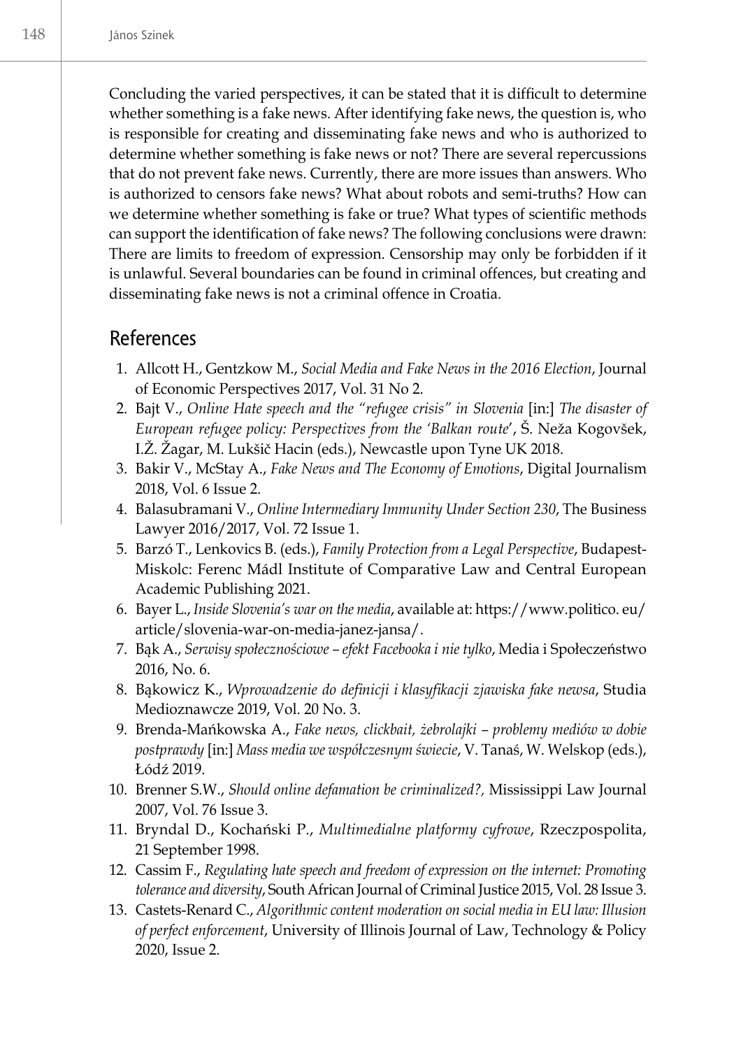Concluding the varied perspectives, it can be stated that it is difficult to determine whether something is a fake news. After identifying fake news, the question is, who is responsible for creating and disseminating fake news and who is authorized to determine whether something is fake news or not? There are several repercussions that do not prevent fake news. Currently, there are more issues than answers. Who is authorized to censors fake news? What about robots and semi-truths? How can we determine whether something is fake or true? What types of scientific methods can support the identification of fake news? The following conclusions were drawn: There are limits to freedom of expression. Censorship may only be forbidden if it is unlawful. Several boundaries can be found in criminal offences, but creating and disseminating fake news is not a criminal offence in Croatia.

## References

1. Allcott H., Gentzkow M., *Social Media and Fake News in the 2016 Election*, Journal of Economic Perspectives 2017, Vol. 31 No 2.
2. Bajt V., *Online Hate speech and the "refugee crisis" in Slovenia* [in:] *The disaster of European refugee policy: Perspectives from the 'Balkan route*', Š. Neža Kogovšek, I.Ž. Žagar, M. Lukšič Hacin (eds.), Newcastle upon Tyne UK 2018.
3. Bakir V., McStay A., *Fake News and The Economy of Emotions*, Digital Journalism 2018, Vol. 6 Issue 2.
4. Balasubramani V., *Online Intermediary Immunity Under Section 230*, The Business Lawyer 2016/2017, Vol. 72 Issue 1.
5. Barzó T., Lenkovics B. (eds.), *Family Protection from a Legal Perspective*, Budapest-Miskolc: Ferenc Mádl Institute of Comparative Law and Central European Academic Publishing 2021.
6. Bayer L., *Inside Slovenia's war on the media*, available at: https://www.politico. eu/article/slovenia-war-on-media-janez-jansa/.
7. Bąk A., *Serwisy społecznościowe – efekt Facebooka i nie tylko*, Media i Społeczeństwo 2016, No. 6.
8. Bąkowicz K., *Wprowadzenie do definicji i klasyfikacji zjawiska fake newsa*, Studia Medioznawcze 2019, Vol. 20 No. 3.
9. Brenda-Mańkowska A., *Fake news, clickbait, żebrolajki – problemy mediów w dobie postprawdy* [in:] *Mass media we współczesnym świecie*, V. Tanaś, W. Welskop (eds.), Łódź 2019.
10. Brenner S.W., *Should online defamation be criminalized?,* Mississippi Law Journal 2007, Vol. 76 Issue 3.
11. Bryndal D., Kochański P., *Multimedialne platformy cyfrowe*, Rzeczpospolita, 21 September 1998.
12. Cassim F., *Regulating hate speech and freedom of expression on the internet: Promoting tolerance and diversity*, South African Journal of Criminal Justice 2015, Vol. 28 Issue 3.
13. Castets-Renard C., *Algorithmic content moderation on social media in EU law: Illusion of perfect enforcement*, University of Illinois Journal of Law, Technology & Policy 2020, Issue 2.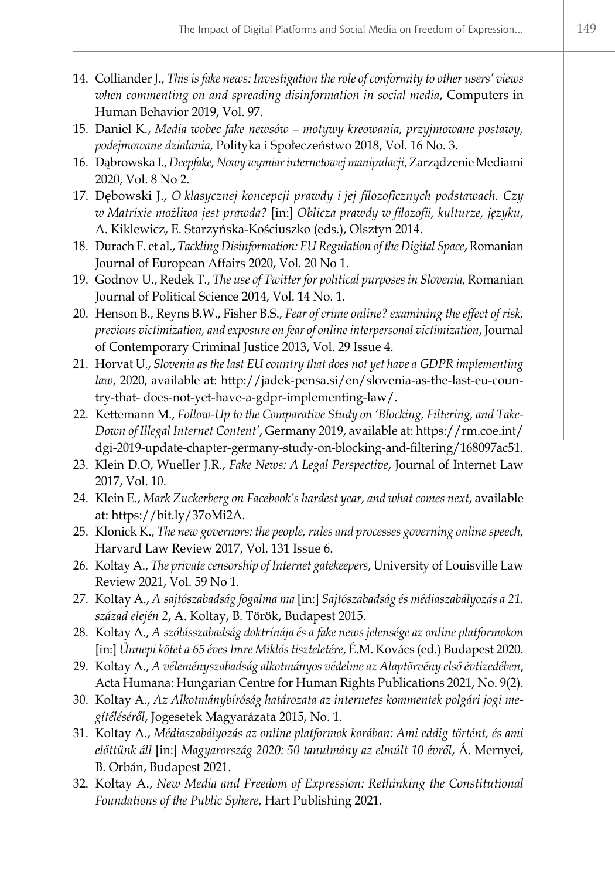14. Colliander J., *This is fake news: Investigation the role of conformity to other users' views when commenting on and spreading disinformation in social media*, Computers in Human Behavior 2019, Vol. 97.
15. Daniel K., *Media wobec fake newsów – motywy kreowania, przyjmowane postawy, podejmowane działania*, Polityka i Społeczeństwo 2018, Vol. 16 No. 3.
16. Dąbrowska I., *Deepfake, Nowy wymiar internetowej manipulacji*, Zarządzenie Mediami 2020, Vol. 8 No 2.
17. Dębowski J., *O klasycznej koncepcji prawdy i jej filozoficznych podstawach. Czy w Matrixie możliwa jest prawda?* [in:] *Oblicza prawdy w filozofii, kulturze, języku*, A. Kiklewicz, E. Starzyńska-Kościuszko (eds.), Olsztyn 2014.
18. Durach F. et al., *Tackling Disinformation: EU Regulation of the Digital Space*, Romanian Journal of European Affairs 2020, Vol. 20 No 1.
19. Godnov U., Redek T., *The use of Twitter for political purposes in Slovenia*, Romanian Journal of Political Science 2014, Vol. 14 No. 1.
20. Henson B., Reyns B.W., Fisher B.S., *Fear of crime online? examining the effect of risk, previous victimization, and exposure on fear of online interpersonal victimization*, Journal of Contemporary Criminal Justice 2013, Vol. 29 Issue 4.
21. Horvat U., *Slovenia as the last EU country that does not yet have a GDPR implementing law*, 2020, available at: http://jadek-pensa.si/en/slovenia-as-the-last-eu-country-that- does-not-yet-have-a-gdpr-implementing-law/.
22. Kettemann M., *Follow-Up to the Comparative Study on 'Blocking, Filtering, and Take-Down of Illegal Internet Content'*, Germany 2019, available at: https://rm.coe.int/dgi-2019-update-chapter-germany-study-on-blocking-and-filtering/168097ac51.
23. Klein D.O, Wueller J.R., *Fake News: A Legal Perspective*, Journal of Internet Law 2017, Vol. 10.
24. Klein E., *Mark Zuckerberg on Facebook's hardest year, and what comes next*, available at: https://bit.ly/37oMi2A.
25. Klonick K., *The new governors: the people, rules and processes governing online speech*, Harvard Law Review 2017, Vol. 131 Issue 6.
26. Koltay A., *The private censorship of Internet gatekeepers*, University of Louisville Law Review 2021, Vol. 59 No 1.
27. Koltay A., *A sajtószabadság fogalma ma* [in:] *Sajtószabadság és médiaszabályozás a 21. század elején 2*, A. Koltay, B. Török, Budapest 2015.
28. Koltay A., *A szólásszabadság doktrínája és a fake news jelensége az online platformokon* [in:] *Ünnepi kötet a 65 éves Imre Miklós tiszteletére*, É.M. Kovács (ed.) Budapest 2020.
29. Koltay A., *A véleményszabadság alkotmányos védelme az Alaptörvény első évtizedében*, Acta Humana: Hungarian Centre for Human Rights Publications 2021, No. 9(2).
30. Koltay A., *Az Alkotmánybíróság határozata az internetes kommentek polgári jogi megítéléséről*, Jogesetek Magyarázata 2015, No. 1.
31. Koltay A., *Médiaszabályozás az online platformok korában: Ami eddig történt, és ami előttünk áll* [in:] *Magyarország 2020: 50 tanulmány az elmúlt 10 évről*, Á. Mernyei, B. Orbán, Budapest 2021.
32. Koltay A., *New Media and Freedom of Expression: Rethinking the Constitutional Foundations of the Public Sphere*, Hart Publishing 2021.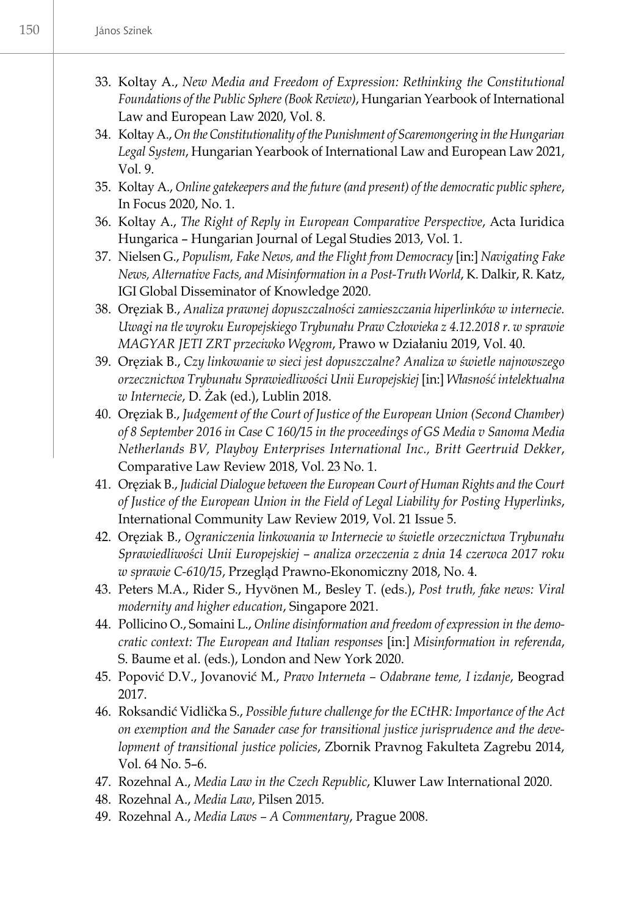33. Koltay A., *New Media and Freedom of Expression: Rethinking the Constitutional Foundations of the Public Sphere (Book Review)*, Hungarian Yearbook of International Law and European Law 2020, Vol. 8.
34. Koltay A., *On the Constitutionality of the Punishment of Scaremongering in the Hungarian Legal System*, Hungarian Yearbook of International Law and European Law 2021, Vol. 9.
35. Koltay A., *Online gatekeepers and the future (and present) of the democratic public sphere*, In Focus 2020, No. 1.
36. Koltay A., *The Right of Reply in European Comparative Perspective*, Acta Iuridica Hungarica – Hungarian Journal of Legal Studies 2013, Vol. 1.
37. Nielsen G., *Populism, Fake News, and the Flight from Democracy* [in:] *Navigating Fake News, Alternative Facts, and Misinformation in a Post-Truth World*, K. Dalkir, R. Katz, IGI Global Disseminator of Knowledge 2020.
38. Oręziak B., *Analiza prawnej dopuszczalności zamieszczania hiperlinków w internecie. Uwagi na tle wyroku Europejskiego Trybunału Praw Człowieka z 4.12.2018 r. w sprawie MAGYAR JETI ZRT przeciwko Węgrom*, Prawo w Działaniu 2019, Vol. 40.
39. Oręziak B., *Czy linkowanie w sieci jest dopuszczalne? Analiza w świetle najnowszego orzecznictwa Trybunału Sprawiedliwości Unii Europejskiej* [in:] *Własność intelektualna w Internecie*, D. Żak (ed.), Lublin 2018.
40. Oręziak B., *Judgement of the Court of Justice of the European Union (Second Chamber) of 8 September 2016 in Case C 160/15 in the proceedings of GS Media v Sanoma Media Netherlands BV, Playboy Enterprises International Inc., Britt Geertruid Dekker*, Comparative Law Review 2018, Vol. 23 No. 1.
41. Oręziak B., *Judicial Dialogue between the European Court of Human Rights and the Court of Justice of the European Union in the Field of Legal Liability for Posting Hyperlinks*, International Community Law Review 2019, Vol. 21 Issue 5.
42. Oręziak B., *Ograniczenia linkowania w Internecie w świetle orzecznictwa Trybunału Sprawiedliwości Unii Europejskiej – analiza orzeczenia z dnia 14 czerwca 2017 roku w sprawie C-610/15*, Przegląd Prawno-Ekonomiczny 2018, No. 4.
43. Peters M.A., Rider S., Hyvönen M., Besley T. (eds.), *Post truth, fake news: Viral modernity and higher education*, Singapore 2021.
44. Pollicino O., Somaini L., *Online disinformation and freedom of expression in the democratic context: The European and Italian responses* [in:] *Misinformation in referenda*, S. Baume et al. (eds.), London and New York 2020.
45. Popović D.V., Jovanović M., *Pravo Interneta – Odabrane teme, I izdanje*, Beograd 2017.
46. Roksandić Vidlička S., *Possible future challenge for the ECtHR: Importance of the Act on exemption and the Sanader case for transitional justice jurisprudence and the development of transitional justice policies*, Zbornik Pravnog Fakulteta Zagrebu 2014, Vol. 64 No. 5–6.
47. Rozehnal A., *Media Law in the Czech Republic*, Kluwer Law International 2020.
48. Rozehnal A., *Media Law*, Pilsen 2015.
49. Rozehnal A., *Media Laws – A Commentary*, Prague 2008.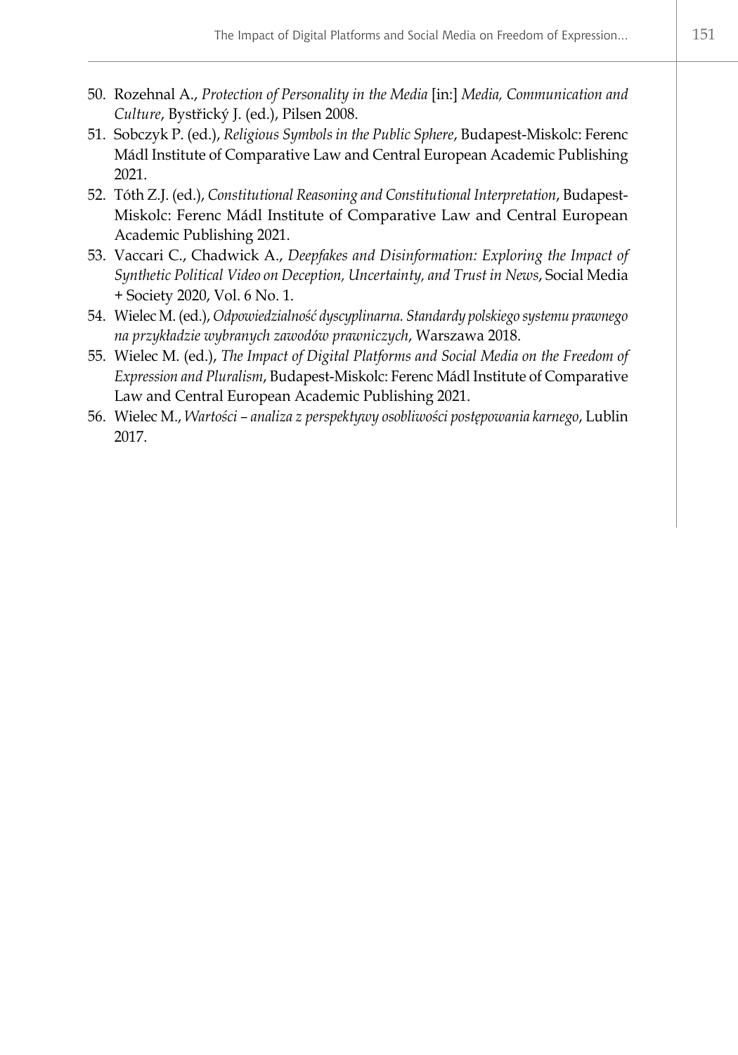50. Rozehnal A., *Protection of Personality in the Media* [in:] *Media, Communication and Culture*, Bystřický J. (ed.), Pilsen 2008.
51. Sobczyk P. (ed.), *Religious Symbols in the Public Sphere*, Budapest-Miskolc: Ferenc Mádl Institute of Comparative Law and Central European Academic Publishing 2021.
52. Tóth Z.J. (ed.), *Constitutional Reasoning and Constitutional Interpretation*, Budapest-Miskolc: Ferenc Mádl Institute of Comparative Law and Central European Academic Publishing 2021.
53. Vaccari C., Chadwick A., *Deepfakes and Disinformation: Exploring the Impact of Synthetic Political Video on Deception, Uncertainty, and Trust in News*, Social Media + Society 2020, Vol. 6 No. 1.
54. Wielec M. (ed.), *Odpowiedzialność dyscyplinarna. Standardy polskiego systemu prawnego na przykładzie wybranych zawodów prawniczych*, Warszawa 2018.
55. Wielec M. (ed.), *The Impact of Digital Platforms and Social Media on the Freedom of Expression and Pluralism*, Budapest-Miskolc: Ferenc Mádl Institute of Comparative Law and Central European Academic Publishing 2021.
56. Wielec M., *Wartości – analiza z perspektywy osobliwości postępowania karnego*, Lublin 2017.